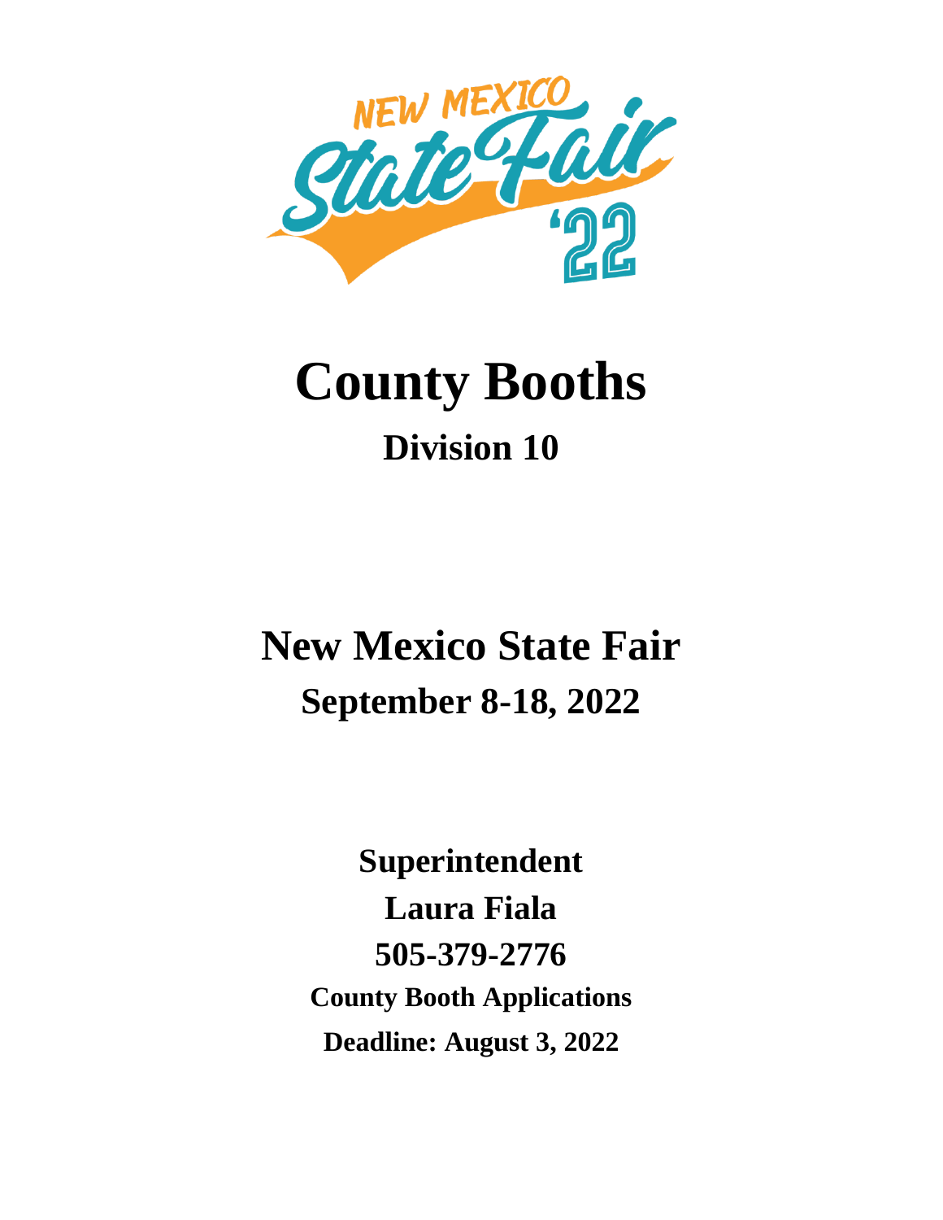# County Booths

## Division 10

# New Mexico State Fair

## September 8-18, 2022

**Superintendent**

**Laura Fiala**

**505-379-2776**

**County Booth Applications**

**Deadline: August 3, 2022**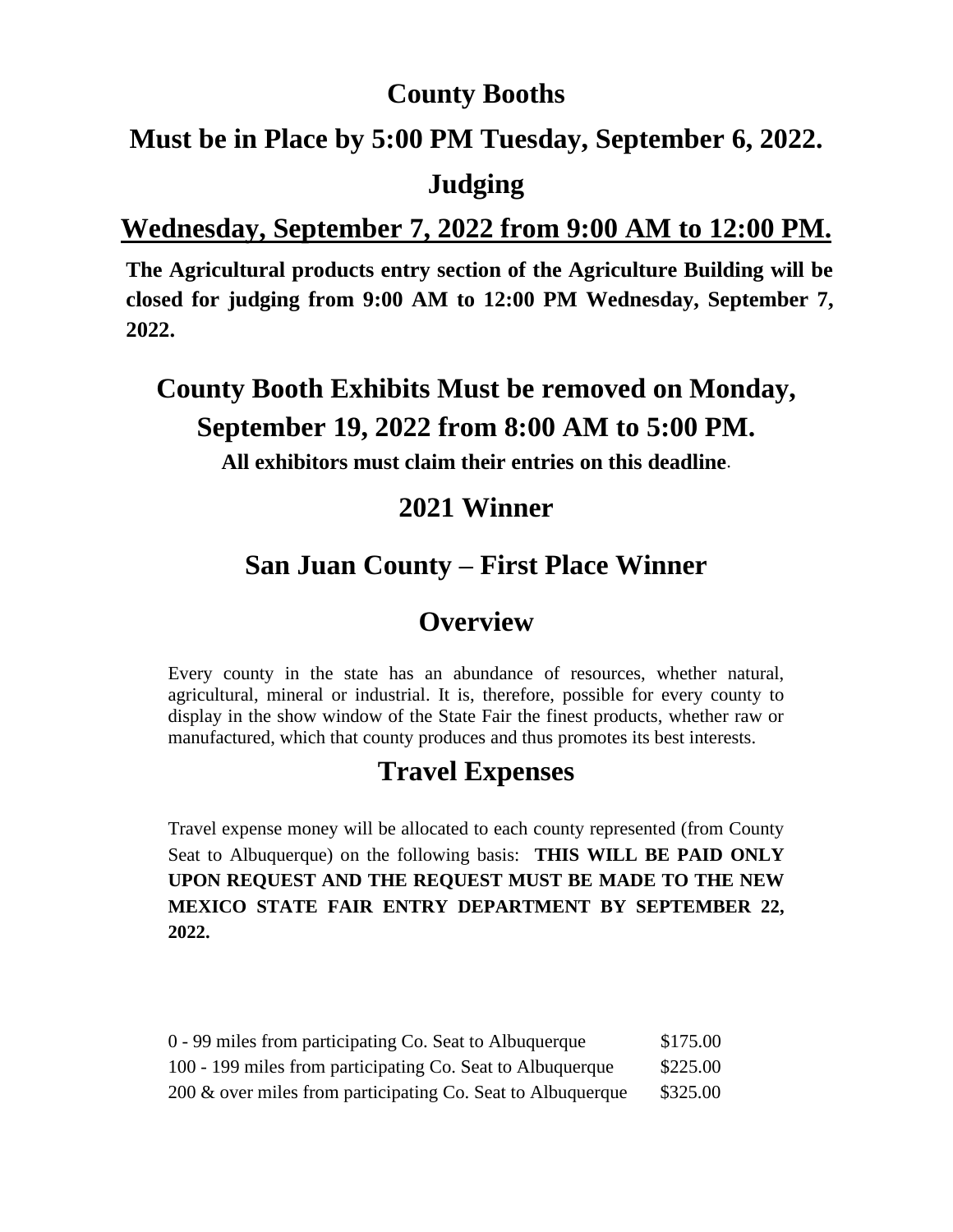## County Booths

## Must be in Place by 5:00 PM Tuesday, September 6, 2022.

## Judging

## Wednesday, September 7, 2022 from 9:00 AM to 12:00 PM.

**The Agricultural products entry section of the Agriculture Building will be closed for judging from 9:00 AM to 12:00 PM Wednesday, September 7, 2022.**

## County Booth Exhibits Must be removed on Monday, September 19, 2022 from 8:00 AM to 5:00 PM.

**All exhibitors must claim their entries on this deadline**.

## 2021 Winner

## San Juan County – First Place Winner

## Overview

Every county in the state has an abundance of resources, whether natural, agricultural, mineral or industrial. It is, therefore, possible for every county to display in the show window of the State Fair the finest products, whether raw or manufactured, which that county produces and thus promotes its best interests.

## Travel Expenses

Travel expense money will be allocated to each county represented (from County Seat to Albuquerque) on the following basis: **THIS WILL BE PAID ONLY UPON REQUEST AND THE REQUEST MUST BE MADE TO THE NEW MEXICO STATE FAIR ENTRY DEPARTMENT BY SEPTEMBER 22, 2022.**

| | |
|---|---|
| 0 - 99 miles from participating Co. Seat to Albuquerque | $175.00 |
| 100 - 199 miles from participating Co. Seat to Albuquerque | $225.00 |
| 200 & over miles from participating Co. Seat to Albuquerque | $325.00 |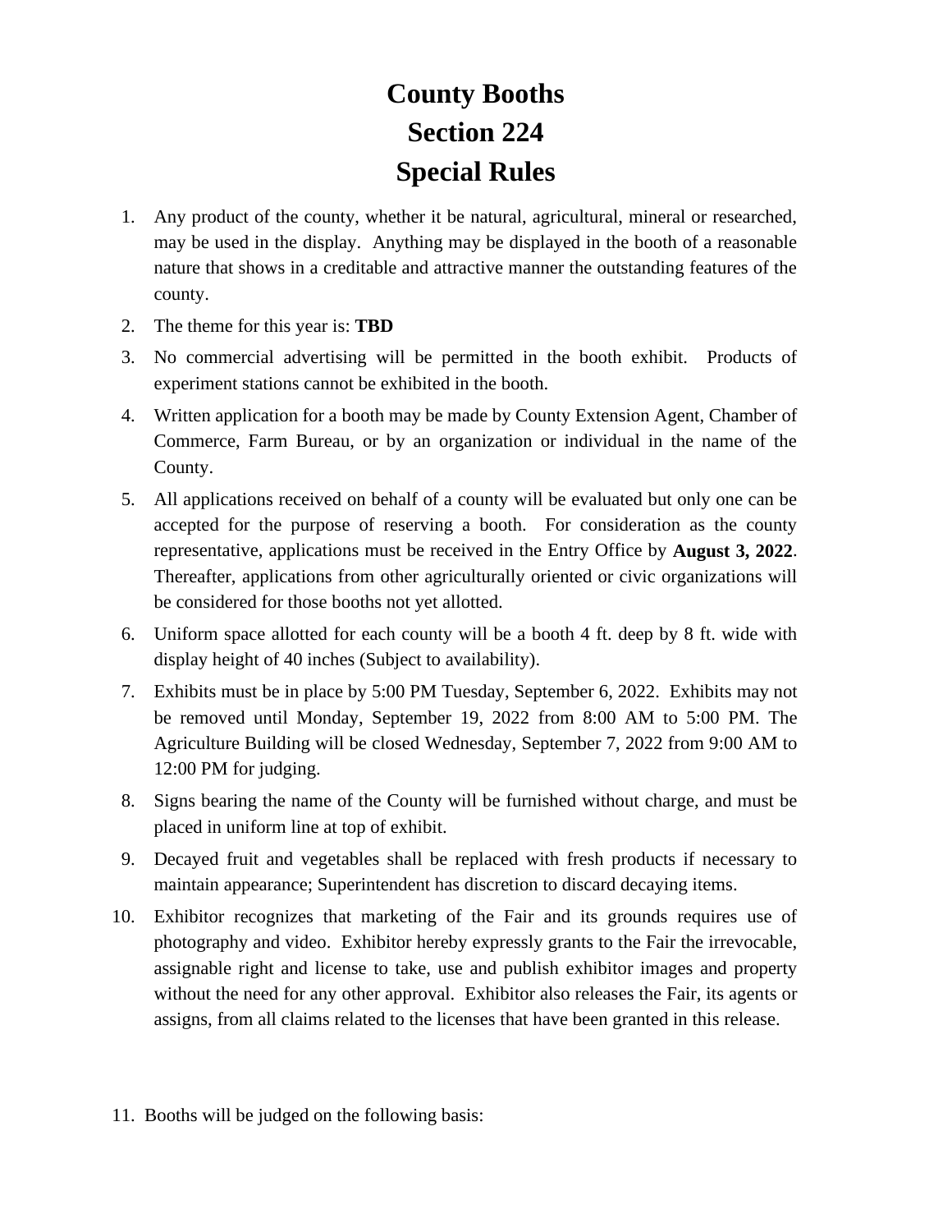# County Booths
# Section 224
# Special Rules

1. Any product of the county, whether it be natural, agricultural, mineral or researched, may be used in the display. Anything may be displayed in the booth of a reasonable nature that shows in a creditable and attractive manner the outstanding features of the county.
2. The theme for this year is: **TBD**
3. No commercial advertising will be permitted in the booth exhibit. Products of experiment stations cannot be exhibited in the booth.
4. Written application for a booth may be made by County Extension Agent, Chamber of Commerce, Farm Bureau, or by an organization or individual in the name of the County.
5. All applications received on behalf of a county will be evaluated but only one can be accepted for the purpose of reserving a booth. For consideration as the county representative, applications must be received in the Entry Office by **August 3, 2022**. Thereafter, applications from other agriculturally oriented or civic organizations will be considered for those booths not yet allotted.
6. Uniform space allotted for each county will be a booth 4 ft. deep by 8 ft. wide with display height of 40 inches (Subject to availability).
7. Exhibits must be in place by 5:00 PM Tuesday, September 6, 2022. Exhibits may not be removed until Monday, September 19, 2022 from 8:00 AM to 5:00 PM. The Agriculture Building will be closed Wednesday, September 7, 2022 from 9:00 AM to 12:00 PM for judging.
8. Signs bearing the name of the County will be furnished without charge, and must be placed in uniform line at top of exhibit.
9. Decayed fruit and vegetables shall be replaced with fresh products if necessary to maintain appearance; Superintendent has discretion to discard decaying items.
10. Exhibitor recognizes that marketing of the Fair and its grounds requires use of photography and video. Exhibitor hereby expressly grants to the Fair the irrevocable, assignable right and license to take, use and publish exhibitor images and property without the need for any other approval. Exhibitor also releases the Fair, its agents or assigns, from all claims related to the licenses that have been granted in this release.
11. Booths will be judged on the following basis: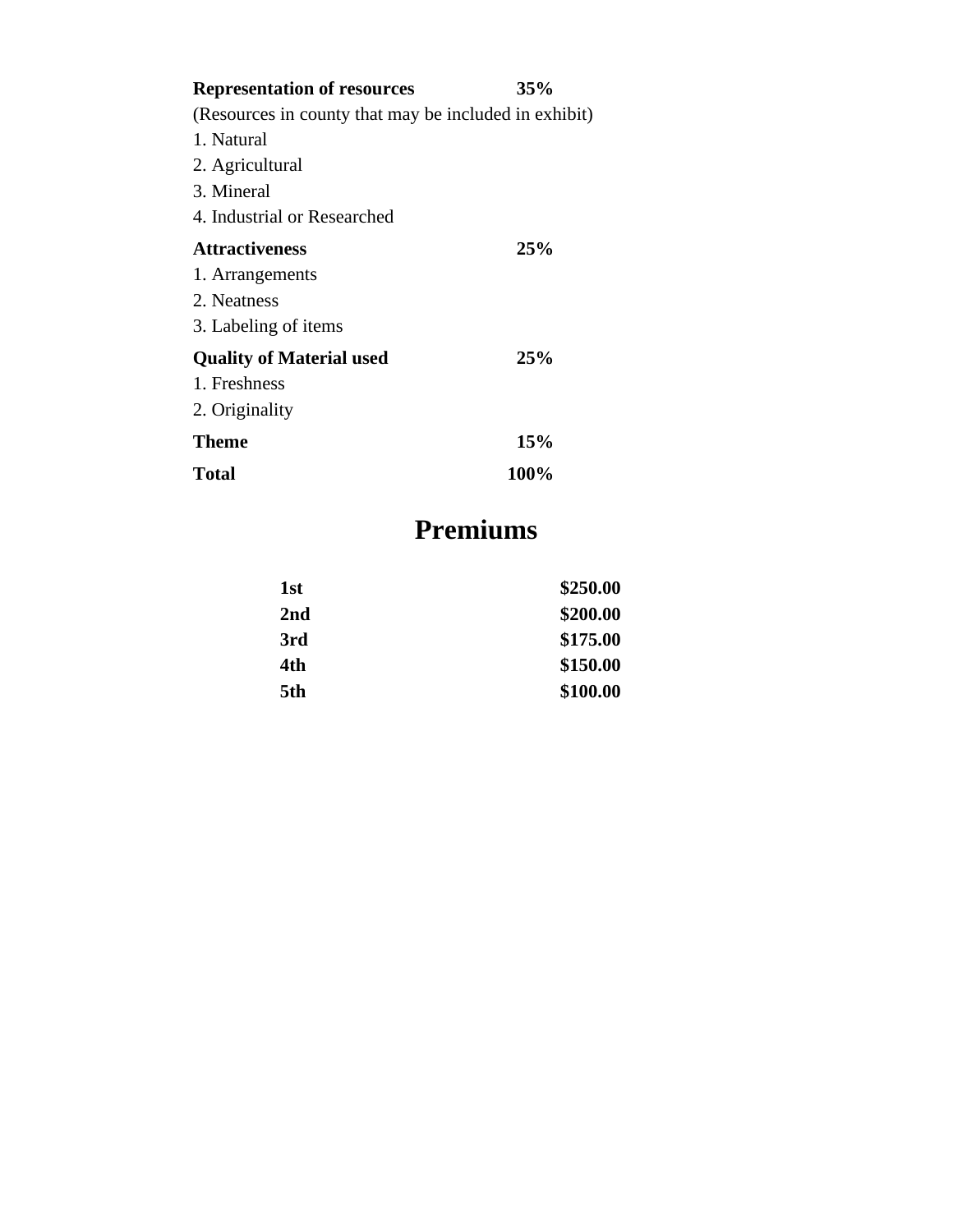**Representation of resources** **35%**

(Resources in county that may be included in exhibit)

1. Natural
2. Agricultural
3. Mineral
4. Industrial or Researched

**Attractiveness** **25%**

1. Arrangements
2. Neatness
3. Labeling of items

**Quality of Material used** **25%**

1. Freshness
2. Originality

**Theme** **15%**

**Total** **100%**

# Premiums

| | |
|---|---|
| **1st** | **$250.00** |
| **2nd** | **$200.00** |
| **3rd** | **$175.00** |
| **4th** | **$150.00** |
| **5th** | **$100.00** |